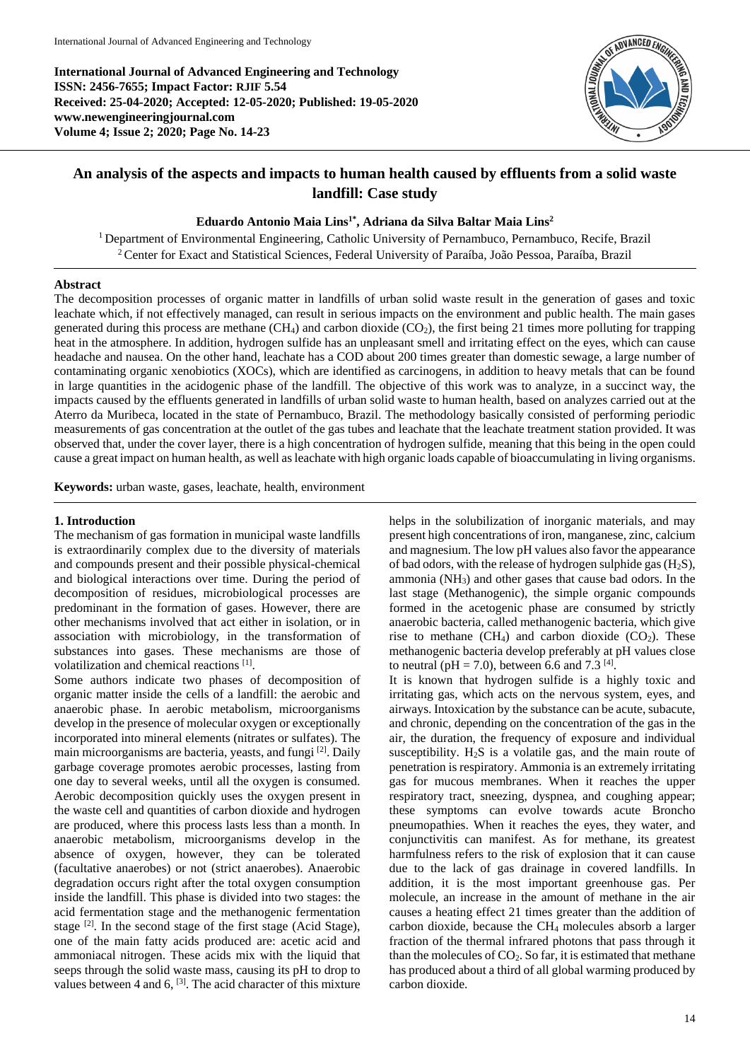**International Journal of Advanced Engineering and Technology**
**ISSN: 2456-7655; Impact Factor: RJIF 5.54**
**Received: 25-04-2020; Accepted: 12-05-2020; Published: 19-05-2020**
**www.newengineeringjournal.com**
**Volume 4; Issue 2; 2020; Page No. 14-23**

# An analysis of the aspects and impacts to human health caused by effluents from a solid waste landfill: Case study

**Eduardo Antonio Maia Lins[1*], Adriana da Silva Baltar Maia Lins[2]**

[1] Department of Environmental Engineering, Catholic University of Pernambuco, Pernambuco, Recife, Brazil
[2] Center for Exact and Statistical Sciences, Federal University of Paraíba, João Pessoa, Paraíba, Brazil

## Abstract

The decomposition processes of organic matter in landfills of urban solid waste result in the generation of gases and toxic leachate which, if not effectively managed, can result in serious impacts on the environment and public health. The main gases generated during this process are methane ($CH_4$) and carbon dioxide ($CO_2$), the first being 21 times more polluting for trapping heat in the atmosphere. In addition, hydrogen sulfide has an unpleasant smell and irritating effect on the eyes, which can cause headache and nausea. On the other hand, leachate has a COD about 200 times greater than domestic sewage, a large number of contaminating organic xenobiotics (XOCs), which are identified as carcinogens, in addition to heavy metals that can be found in large quantities in the acidogenic phase of the landfill. The objective of this work was to analyze, in a succinct way, the impacts caused by the effluents generated in landfills of urban solid waste to human health, based on analyzes carried out at the Aterro da Muribeca, located in the state of Pernambuco, Brazil. The methodology basically consisted of performing periodic measurements of gas concentration at the outlet of the gas tubes and leachate that the leachate treatment station provided. It was observed that, under the cover layer, there is a high concentration of hydrogen sulfide, meaning that this being in the open could cause a great impact on human health, as well as leachate with high organic loads capable of bioaccumulating in living organisms.

**Keywords:** urban waste, gases, leachate, health, environment

## 1. Introduction

The mechanism of gas formation in municipal waste landfills is extraordinarily complex due to the diversity of materials and compounds present and their possible physical-chemical and biological interactions over time. During the period of decomposition of residues, microbiological processes are predominant in the formation of gases. However, there are other mechanisms involved that act either in isolation, or in association with microbiology, in the transformation of substances into gases. These mechanisms are those of volatilization and chemical reactions [1].

Some authors indicate two phases of decomposition of organic matter inside the cells of a landfill: the aerobic and anaerobic phase. In aerobic metabolism, microorganisms develop in the presence of molecular oxygen or exceptionally incorporated into mineral elements (nitrates or sulfates). The main microorganisms are bacteria, yeasts, and fungi [2]. Daily garbage coverage promotes aerobic processes, lasting from one day to several weeks, until all the oxygen is consumed. Aerobic decomposition quickly uses the oxygen present in the waste cell and quantities of carbon dioxide and hydrogen are produced, where this process lasts less than a month. In anaerobic metabolism, microorganisms develop in the absence of oxygen, however, they can be tolerated (facultative anaerobes) or not (strict anaerobes). Anaerobic degradation occurs right after the total oxygen consumption inside the landfill. This phase is divided into two stages: the acid fermentation stage and the methanogenic fermentation stage [2]. In the second stage of the first stage (Acid Stage), one of the main fatty acids produced are: acetic acid and ammoniacal nitrogen. These acids mix with the liquid that seeps through the solid waste mass, causing its pH to drop to values between 4 and 6, [3]. The acid character of this mixture helps in the solubilization of inorganic materials, and may present high concentrations of iron, manganese, zinc, calcium and magnesium. The low pH values also favor the appearance of bad odors, with the release of hydrogen sulphide gas ($H_2S$), ammonia ($NH_3$) and other gases that cause bad odors. In the last stage (Methanogenic), the simple organic compounds formed in the acetogenic phase are consumed by strictly anaerobic bacteria, called methanogenic bacteria, which give rise to methane ($CH_4$) and carbon dioxide ($CO_2$). These methanogenic bacteria develop preferably at pH values close to neutral (pH = 7.0), between 6.6 and 7.3 [4].

It is known that hydrogen sulfide is a highly toxic and irritating gas, which acts on the nervous system, eyes, and airways. Intoxication by the substance can be acute, subacute, and chronic, depending on the concentration of the gas in the air, the duration, the frequency of exposure and individual susceptibility. $H_2S$ is a volatile gas, and the main route of penetration is respiratory. Ammonia is an extremely irritating gas for mucous membranes. When it reaches the upper respiratory tract, sneezing, dyspnea, and coughing appear; these symptoms can evolve towards acute Broncho pneumopathies. When it reaches the eyes, they water, and conjunctivitis can manifest. As for methane, its greatest harmfulness refers to the risk of explosion that it can cause due to the lack of gas drainage in covered landfills. In addition, it is the most important greenhouse gas. Per molecule, an increase in the amount of methane in the air causes a heating effect 21 times greater than the addition of carbon dioxide, because the $CH_4$ molecules absorb a larger fraction of the thermal infrared photons that pass through it than the molecules of $CO_2$. So far, it is estimated that methane has produced about a third of all global warming produced by carbon dioxide.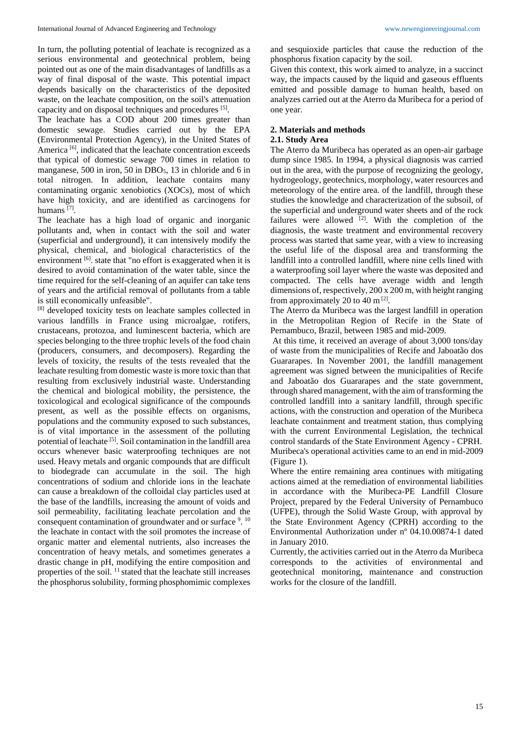In turn, the polluting potential of leachate is recognized as a serious environmental and geotechnical problem, being pointed out as one of the main disadvantages of landfills as a way of final disposal of the waste. This potential impact depends basically on the characteristics of the deposited waste, on the leachate composition, on the soil's attenuation capacity and on disposal techniques and procedures [5].

The leachate has a COD about 200 times greater than domestic sewage. Studies carried out by the EPA (Environmental Protection Agency), in the United States of America [6], indicated that the leachate concentration exceeds that typical of domestic sewage 700 times in relation to manganese, 500 in iron, 50 in $DBO_5$, 13 in chloride and 6 in total nitrogen. In addition, leachate contains many contaminating organic xenobiotics (XOCs), most of which have high toxicity, and are identified as carcinogens for humans [7].

The leachate has a high load of organic and inorganic pollutants and, when in contact with the soil and water (superficial and underground), it can intensively modify the physical, chemical, and biological characteristics of the environment [6]. state that "no effort is exaggerated when it is desired to avoid contamination of the water table, since the time required for the self-cleaning of an aquifer can take tens of years and the artificial removal of pollutants from a table is still economically unfeasible".

[8] developed toxicity tests on leachate samples collected in various landfills in France using microalgae, rotifers, crustaceans, protozoa, and luminescent bacteria, which are species belonging to the three trophic levels of the food chain (producers, consumers, and decomposers). Regarding the levels of toxicity, the results of the tests revealed that the leachate resulting from domestic waste is more toxic than that resulting from exclusively industrial waste. Understanding the chemical and biological mobility, the persistence, the toxicological and ecological significance of the compounds present, as well as the possible effects on organisms, populations and the community exposed to such substances, is of vital importance in the assessment of the polluting potential of leachate [5]. Soil contamination in the landfill area occurs whenever basic waterproofing techniques are not used. Heavy metals and organic compounds that are difficult to biodegrade can accumulate in the soil. The high concentrations of sodium and chloride ions in the leachate can cause a breakdown of the colloidal clay particles used at the base of the landfills, increasing the amount of voids and soil permeability, facilitating leachate percolation and the consequent contamination of groundwater and or surface [9]. [10] the leachate in contact with the soil promotes the increase of organic matter and elemental nutrients, also increases the concentration of heavy metals, and sometimes generates a drastic change in pH, modifying the entire composition and properties of the soil. [11] stated that the leachate still increases the phosphorus solubility, forming phosphomimic complexes and sesquioxide particles that cause the reduction of the phosphorus fixation capacity by the soil.

Given this context, this work aimed to analyze, in a succinct way, the impacts caused by the liquid and gaseous effluents emitted and possible damage to human health, based on analyzes carried out at the Aterro da Muribeca for a period of one year.

## 2. Materials and methods

### 2.1. Study Area

The Aterro da Muribeca has operated as an open-air garbage dump since 1985. In 1994, a physical diagnosis was carried out in the area, with the purpose of recognizing the geology, hydrogeology, geotechnics, morphology, water resources and meteorology of the entire area. of the landfill, through these studies the knowledge and characterization of the subsoil, of the superficial and underground water sheets and of the rock failures were allowed [2]. With the completion of the diagnosis, the waste treatment and environmental recovery process was started that same year, with a view to increasing the useful life of the disposal area and transforming the landfill into a controlled landfill, where nine cells lined with a waterproofing soil layer where the waste was deposited and compacted. The cells have average width and length dimensions of, respectively, 200 x 200 m, with height ranging from approximately 20 to 40 m [2].

The Aterro da Muribeca was the largest landfill in operation in the Metropolitan Region of Recife in the State of Pernambuco, Brazil, between 1985 and mid-2009.

At this time, it received an average of about 3,000 tons/day of waste from the municipalities of Recife and Jaboatão dos Guararapes. In November 2001, the landfill management agreement was signed between the municipalities of Recife and Jaboatão dos Guararapes and the state government, through shared management, with the aim of transforming the controlled landfill into a sanitary landfill, through specific actions, with the construction and operation of the Muribeca leachate containment and treatment station, thus complying with the current Environmental Legislation, the technical control standards of the State Environment Agency - CPRH. Muribeca's operational activities came to an end in mid-2009 (Figure 1).

Where the entire remaining area continues with mitigating actions aimed at the remediation of environmental liabilities in accordance with the Muribeca-PE Landfill Closure Project, prepared by the Federal University of Pernambuco (UFPE), through the Solid Waste Group, with approval by the State Environment Agency (CPRH) according to the Environmental Authorization under nº 04.10.00874-1 dated in January 2010.

Currently, the activities carried out in the Aterro da Muribeca corresponds to the activities of environmental and geotechnical monitoring, maintenance and construction works for the closure of the landfill.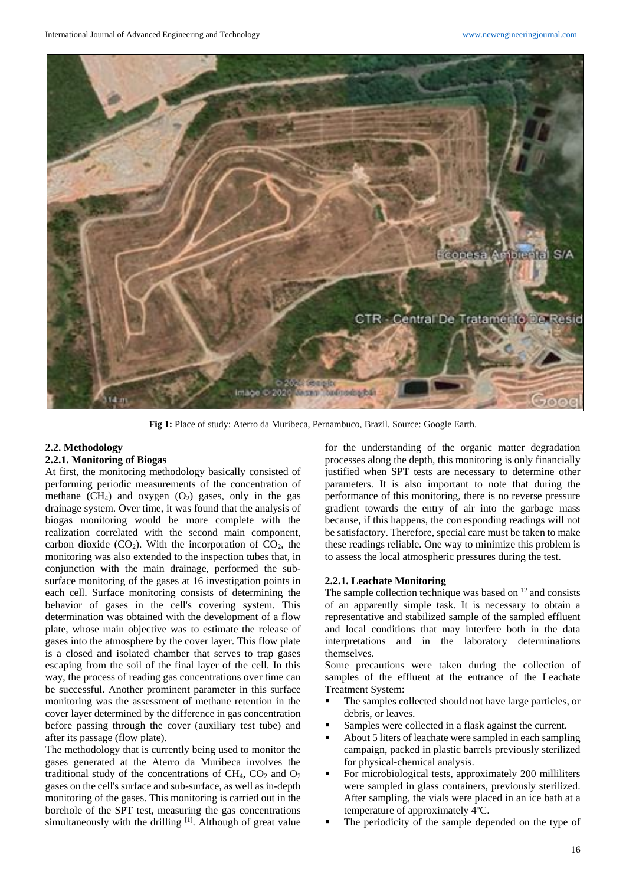Fig 1: Place of study: Aterro da Muribeca, Pernambuco, Brazil. Source: Google Earth.

### 2.2. Methodology

#### 2.2.1. Monitoring of Biogas

At first, the monitoring methodology basically consisted of performing periodic measurements of the concentration of methane ($CH_4$) and oxygen ($O_2$) gases, only in the gas drainage system. Over time, it was found that the analysis of biogas monitoring would be more complete with the realization correlated with the second main component, carbon dioxide ($CO_2$). With the incorporation of $CO_2$, the monitoring was also extended to the inspection tubes that, in conjunction with the main drainage, performed the sub-surface monitoring of the gases at 16 investigation points in each cell. Surface monitoring consists of determining the behavior of gases in the cell's covering system. This determination was obtained with the development of a flow plate, whose main objective was to estimate the release of gases into the atmosphere by the cover layer. This flow plate is a closed and isolated chamber that serves to trap gases escaping from the soil of the final layer of the cell. In this way, the process of reading gas concentrations over time can be successful. Another prominent parameter in this surface monitoring was the assessment of methane retention in the cover layer determined by the difference in gas concentration before passing through the cover (auxiliary test tube) and after its passage (flow plate).

The methodology that is currently being used to monitor the gases generated at the Aterro da Muribeca involves the traditional study of the concentrations of $CH_4$, $CO_2$ and $O_2$ gases on the cell's surface and sub-surface, as well as in-depth monitoring of the gases. This monitoring is carried out in the borehole of the SPT test, measuring the gas concentrations simultaneously with the drilling [1]. Although of great value for the understanding of the organic matter degradation processes along the depth, this monitoring is only financially justified when SPT tests are necessary to determine other parameters. It is also important to note that during the performance of this monitoring, there is no reverse pressure gradient towards the entry of air into the garbage mass because, if this happens, the corresponding readings will not be satisfactory. Therefore, special care must be taken to make these readings reliable. One way to minimize this problem is to assess the local atmospheric pressures during the test.

#### 2.2.1. Leachate Monitoring

The sample collection technique was based on [12] and consists of an apparently simple task. It is necessary to obtain a representative and stabilized sample of the sampled effluent and local conditions that may interfere both in the data interpretations and in the laboratory determinations themselves.

Some precautions were taken during the collection of samples of the effluent at the entrance of the Leachate Treatment System:

- The samples collected should not have large particles, or debris, or leaves.
- Samples were collected in a flask against the current.
- About 5 liters of leachate were sampled in each sampling campaign, packed in plastic barrels previously sterilized for physical-chemical analysis.
- For microbiological tests, approximately 200 milliliters were sampled in glass containers, previously sterilized. After sampling, the vials were placed in an ice bath at a temperature of approximately 4ºC.
- The periodicity of the sample depended on the type of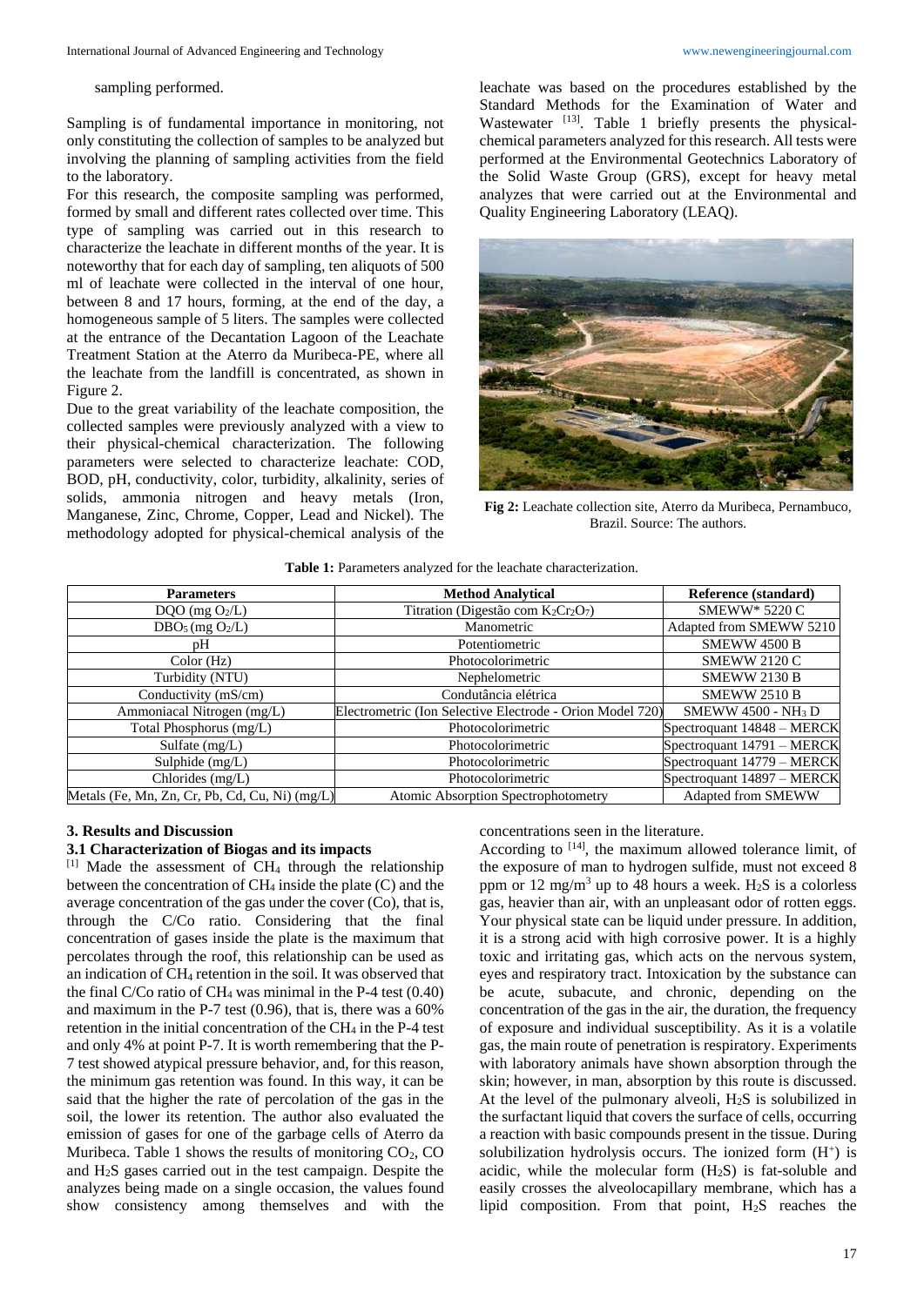sampling performed.

Sampling is of fundamental importance in monitoring, not only constituting the collection of samples to be analyzed but involving the planning of sampling activities from the field to the laboratory.

For this research, the composite sampling was performed, formed by small and different rates collected over time. This type of sampling was carried out in this research to characterize the leachate in different months of the year. It is noteworthy that for each day of sampling, ten aliquots of 500 ml of leachate were collected in the interval of one hour, between 8 and 17 hours, forming, at the end of the day, a homogeneous sample of 5 liters. The samples were collected at the entrance of the Decantation Lagoon of the Leachate Treatment Station at the Aterro da Muribeca-PE, where all the leachate from the landfill is concentrated, as shown in Figure 2.

Due to the great variability of the leachate composition, the collected samples were previously analyzed with a view to their physical-chemical characterization. The following parameters were selected to characterize leachate: COD, BOD, pH, conductivity, color, turbidity, alkalinity, series of solids, ammonia nitrogen and heavy metals (Iron, Manganese, Zinc, Chrome, Copper, Lead and Nickel). The methodology adopted for physical-chemical analysis of the leachate was based on the procedures established by the Standard Methods for the Examination of Water and Wastewater [13]. Table 1 briefly presents the physical-chemical parameters analyzed for this research. All tests were performed at the Environmental Geotechnics Laboratory of the Solid Waste Group (GRS), except for heavy metal analyzes that were carried out at the Environmental and Quality Engineering Laboratory (LEAQ).

**Fig 2:** Leachate collection site, Aterro da Muribeca, Pernambuco, Brazil. Source: The authors.

**Table 1:** Parameters analyzed for the leachate characterization.

| Parameters | Method Analytical | Reference (standard) |
|---|---|---|
| DQO (mg $O_2$/L) | Titration (Digestão com $K_2Cr_2O_7$) | SMEWW* 5220 C |
| $DBO_5$ (mg $O_2$/L) | Manometric | Adapted from SMEWW 5210 |
| pH | Potentiometric | SMEWW 4500 B |
| Color (Hz) | Photocolorimetric | SMEWW 2120 C |
| Turbidity (NTU) | Nephelometric | SMEWW 2130 B |
| Conductivity (mS/cm) | Condutância elétrica | SMEWW 2510 B |
| Ammoniacal Nitrogen (mg/L) | Electrometric (Ion Selective Electrode - Orion Model 720) | SMEWW 4500 - $NH_3$ D |
| Total Phosphorus (mg/L) | Photocolorimetric | Spectroquant 14848 – MERCK |
| Sulfate (mg/L) | Photocolorimetric | Spectroquant 14791 – MERCK |
| Sulphide (mg/L) | Photocolorimetric | Spectroquant 14779 – MERCK |
| Chlorides (mg/L) | Photocolorimetric | Spectroquant 14897 – MERCK |
| Metals (Fe, Mn, Zn, Cr, Pb, Cd, Cu, Ni) (mg/L) | Atomic Absorption Spectrophotometry | Adapted from SMEWW |

## 3. Results and Discussion

### 3.1 Characterization of Biogas and its impacts

[1] Made the assessment of $CH_4$ through the relationship between the concentration of $CH_4$ inside the plate (C) and the average concentration of the gas under the cover (Co), that is, through the C/Co ratio. Considering that the final concentration of gases inside the plate is the maximum that percolates through the roof, this relationship can be used as an indication of $CH_4$ retention in the soil. It was observed that the final C/Co ratio of $CH_4$ was minimal in the P-4 test (0.40) and maximum in the P-7 test (0.96), that is, there was a 60% retention in the initial concentration of the $CH_4$ in the P-4 test and only 4% at point P-7. It is worth remembering that the P-7 test showed atypical pressure behavior, and, for this reason, the minimum gas retention was found. In this way, it can be said that the higher the rate of percolation of the gas in the soil, the lower its retention. The author also evaluated the emission of gases for one of the garbage cells of Aterro da Muribeca. Table 1 shows the results of monitoring $CO_2$, CO and $H_2S$ gases carried out in the test campaign. Despite the analyzes being made on a single occasion, the values found show consistency among themselves and with the concentrations seen in the literature.

According to [14], the maximum allowed tolerance limit, of the exposure of man to hydrogen sulfide, must not exceed 8 ppm or 12 mg/m$^3$ up to 48 hours a week. $H_2S$ is a colorless gas, heavier than air, with an unpleasant odor of rotten eggs. Your physical state can be liquid under pressure. In addition, it is a strong acid with high corrosive power. It is a highly toxic and irritating gas, which acts on the nervous system, eyes and respiratory tract. Intoxication by the substance can be acute, subacute, and chronic, depending on the concentration of the gas in the air, the duration, the frequency of exposure and individual susceptibility. As it is a volatile gas, the main route of penetration is respiratory. Experiments with laboratory animals have shown absorption through the skin; however, in man, absorption by this route is discussed. At the level of the pulmonary alveoli, $H_2S$ is solubilized in the surfactant liquid that covers the surface of cells, occurring a reaction with basic compounds present in the tissue. During solubilization hydrolysis occurs. The ionized form ($H^+$) is acidic, while the molecular form ($H_2S$) is fat-soluble and easily crosses the alveolocapillary membrane, which has a lipid composition. From that point, $H_2S$ reaches the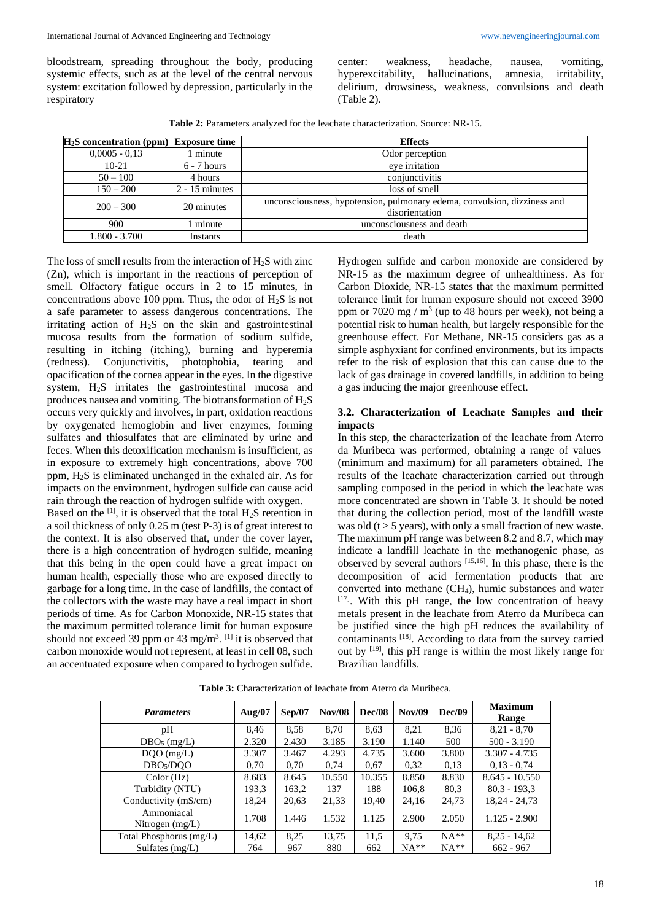bloodstream, spreading throughout the body, producing systemic effects, such as at the level of the central nervous system: excitation followed by depression, particularly in the respiratory center: weakness, headache, nausea, vomiting, hyperexcitability, hallucinations, amnesia, irritability, delirium, drowsiness, weakness, convulsions and death (Table 2).

**Table 2:** Parameters analyzed for the leachate characterization. Source: NR-15.

| $H_2S$ concentration (ppm) | Exposure time | Effects |
|---|---|---|
| 0,0005 - 0,13 | 1 minute | Odor perception |
| 10-21 | 6 - 7 hours | eye irritation |
| 50 – 100 | 4 hours | conjunctivitis |
| 150 – 200 | 2 - 15 minutes | loss of smell |
| 200 – 300 | 20 minutes | unconsciousness, hypotension, pulmonary edema, convulsion, dizziness and disorientation |
| 900 | 1 minute | unconsciousness and death |
| 1.800 - 3.700 | Instants | death |

The loss of smell results from the interaction of $H_2S$ with zinc (Zn), which is important in the reactions of perception of smell. Olfactory fatigue occurs in 2 to 15 minutes, in concentrations above 100 ppm. Thus, the odor of $H_2S$ is not a safe parameter to assess dangerous concentrations. The irritating action of $H_2S$ on the skin and gastrointestinal mucosa results from the formation of sodium sulfide, resulting in itching (itching), burning and hyperemia (redness). Conjunctivitis, photophobia, tearing and opacification of the cornea appear in the eyes. In the digestive system, $H_2S$ irritates the gastrointestinal mucosa and produces nausea and vomiting. The biotransformation of $H_2S$ occurs very quickly and involves, in part, oxidation reactions by oxygenated hemoglobin and liver enzymes, forming sulfates and thiosulfates that are eliminated by urine and feces. When this detoxification mechanism is insufficient, as in exposure to extremely high concentrations, above 700 ppm, $H_2S$ is eliminated unchanged in the exhaled air. As for impacts on the environment, hydrogen sulfide can cause acid rain through the reaction of hydrogen sulfide with oxygen.

Based on the [1], it is observed that the total $H_2S$ retention in a soil thickness of only 0.25 m (test P-3) is of great interest to the context. It is also observed that, under the cover layer, there is a high concentration of hydrogen sulfide, meaning that this being in the open could have a great impact on human health, especially those who are exposed directly to garbage for a long time. In the case of landfills, the contact of the collectors with the waste may have a real impact in short periods of time. As for Carbon Monoxide, NR-15 states that the maximum permitted tolerance limit for human exposure should not exceed 39 ppm or 43 mg/m$^3$. [1] it is observed that carbon monoxide would not represent, at least in cell 08, such an accentuated exposure when compared to hydrogen sulfide.

Hydrogen sulfide and carbon monoxide are considered by NR-15 as the maximum degree of unhealthiness. As for Carbon Dioxide, NR-15 states that the maximum permitted tolerance limit for human exposure should not exceed 3900 ppm or 7020 mg / m$^3$ (up to 48 hours per week), not being a potential risk to human health, but largely responsible for the greenhouse effect. For Methane, NR-15 considers gas as a simple asphyxiant for confined environments, but its impacts refer to the risk of explosion that this can cause due to the lack of gas drainage in covered landfills, in addition to being a gas inducing the major greenhouse effect.

### 3.2. Characterization of Leachate Samples and their impacts

In this step, the characterization of the leachate from Aterro da Muribeca was performed, obtaining a range of values (minimum and maximum) for all parameters obtained. The results of the leachate characterization carried out through sampling composed in the period in which the leachate was more concentrated are shown in Table 3. It should be noted that during the collection period, most of the landfill waste was old (t > 5 years), with only a small fraction of new waste. The maximum pH range was between 8.2 and 8.7, which may indicate a landfill leachate in the methanogenic phase, as observed by several authors [15,16]. In this phase, there is the decomposition of acid fermentation products that are converted into methane ($CH_4$), humic substances and water [17]. With this pH range, the low concentration of heavy metals present in the leachate from Aterro da Muribeca can be justified since the high pH reduces the availability of contaminants [18]. According to data from the survey carried out by [19], this pH range is within the most likely range for Brazilian landfills.

**Table 3:** Characterization of leachate from Aterro da Muribeca.

| *Parameters* | Aug/07 | Sep/07 | Nov/08 | Dec/08 | Nov/09 | Dec/09 | Maximum Range |
|---|---|---|---|---|---|---|---|
| pH | 8,46 | 8,58 | 8,70 | 8,63 | 8,21 | 8,36 | 8,21 - 8,70 |
| $DBO_5$ (mg/L) | 2.320 | 2.430 | 3.185 | 3.190 | 1.140 | 500 | 500 - 3.190 |
| DQO (mg/L) | 3.307 | 3.467 | 4.293 | 4.735 | 3.600 | 3.800 | 3.307 - 4.735 |
| $DBO_5$/DQO | 0,70 | 0,70 | 0,74 | 0,67 | 0,32 | 0,13 | 0,13 - 0,74 |
| Color (Hz) | 8.683 | 8.645 | 10.550 | 10.355 | 8.850 | 8.830 | 8.645 - 10.550 |
| Turbidity (NTU) | 193,3 | 163,2 | 137 | 188 | 106,8 | 80,3 | 80,3 - 193,3 |
| Conductivity (mS/cm) | 18,24 | 20,63 | 21,33 | 19,40 | 24,16 | 24,73 | 18,24 - 24,73 |
| Ammoniacal Nitrogen (mg/L) | 1.708 | 1.446 | 1.532 | 1.125 | 2.900 | 2.050 | 1.125 - 2.900 |
| Total Phosphorus (mg/L) | 14,62 | 8,25 | 13,75 | 11,5 | 9,75 | NA** | 8,25 - 14,62 |
| Sulfates (mg/L) | 764 | 967 | 880 | 662 | NA** | NA** | 662 - 967 |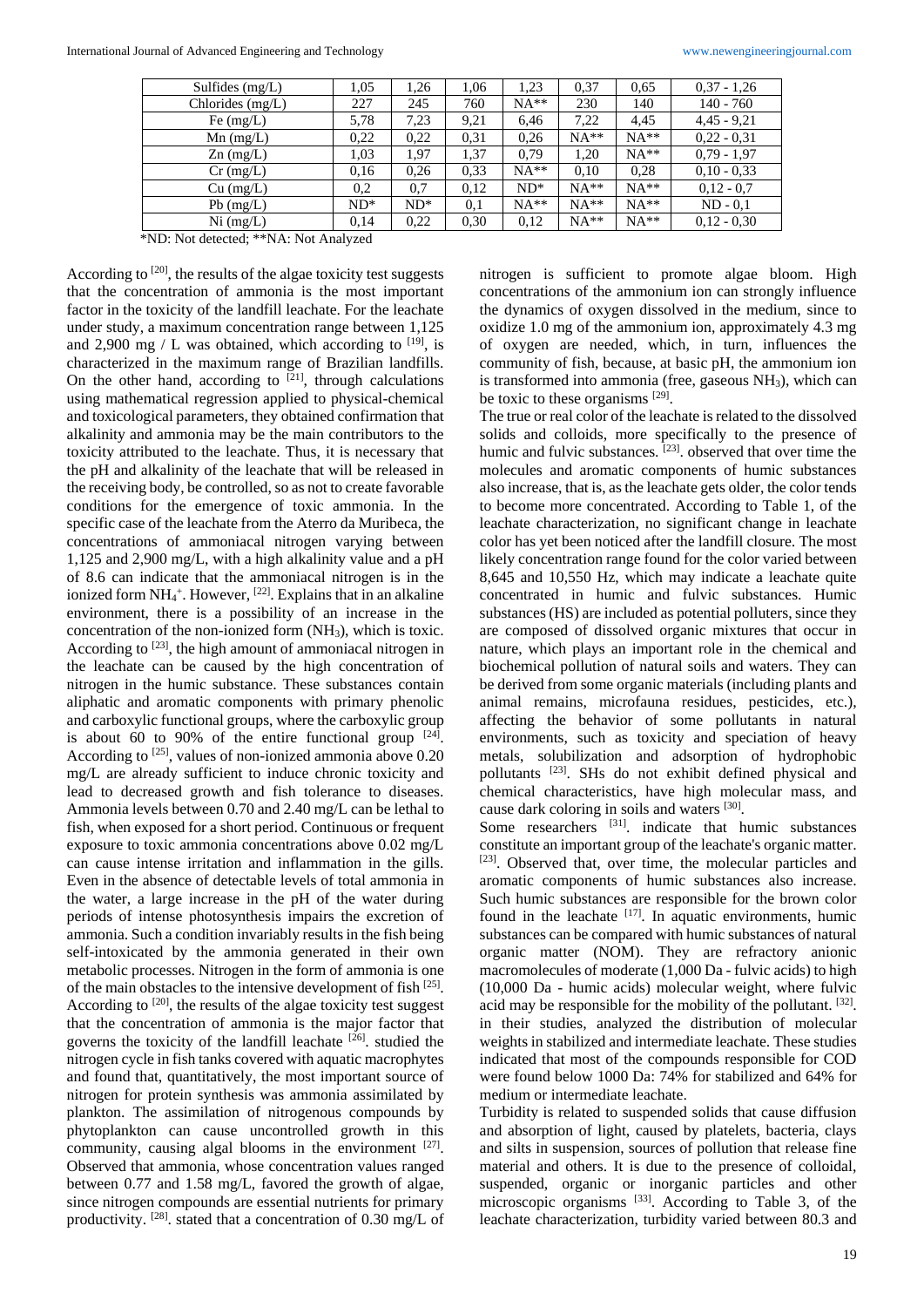| Sulfides (mg/L) | 1,05 | 1,26 | 1,06 | 1,23 | 0,37 | 0,65 | 0,37 - 1,26 |
|---|---|---|---|---|---|---|---|
| Chlorides (mg/L) | 227 | 245 | 760 | NA** | 230 | 140 | 140 - 760 |
| Fe (mg/L) | 5,78 | 7,23 | 9,21 | 6,46 | 7,22 | 4,45 | 4,45 - 9,21 |
| Mn (mg/L) | 0,22 | 0,22 | 0,31 | 0,26 | NA** | NA** | 0,22 - 0,31 |
| Zn (mg/L) | 1,03 | 1,97 | 1,37 | 0,79 | 1,20 | NA** | 0,79 - 1,97 |
| Cr (mg/L) | 0,16 | 0,26 | 0,33 | NA** | 0,10 | 0,28 | 0,10 - 0,33 |
| Cu (mg/L) | 0,2 | 0,7 | 0,12 | ND* | NA** | NA** | 0,12 - 0,7 |
| Pb (mg/L) | ND* | ND* | 0,1 | NA** | NA** | NA** | ND - 0,1 |
| Ni (mg/L) | 0,14 | 0,22 | 0,30 | 0,12 | NA** | NA** | 0,12 - 0,30 |

*ND: Not detected; **NA: Not Analyzed

According to [20], the results of the algae toxicity test suggests that the concentration of ammonia is the most important factor in the toxicity of the landfill leachate. For the leachate under study, a maximum concentration range between 1,125 and 2,900 mg / L was obtained, which according to [19], is characterized in the maximum range of Brazilian landfills. On the other hand, according to [21], through calculations using mathematical regression applied to physical-chemical and toxicological parameters, they obtained confirmation that alkalinity and ammonia may be the main contributors to the toxicity attributed to the leachate. Thus, it is necessary that the pH and alkalinity of the leachate that will be released in the receiving body, be controlled, so as not to create favorable conditions for the emergence of toxic ammonia. In the specific case of the leachate from the Aterro da Muribeca, the concentrations of ammoniacal nitrogen varying between 1,125 and 2,900 mg/L, with a high alkalinity value and a pH of 8.6 can indicate that the ammoniacal nitrogen is in the ionized form $NH_4^+$. However, [22]. Explains that in an alkaline environment, there is a possibility of an increase in the concentration of the non-ionized form ($NH_3$), which is toxic. According to [23], the high amount of ammoniacal nitrogen in the leachate can be caused by the high concentration of nitrogen in the humic substance. These substances contain aliphatic and aromatic components with primary phenolic and carboxylic functional groups, where the carboxylic group is about 60 to 90% of the entire functional group [24]. According to [25], values of non-ionized ammonia above 0.20 mg/L are already sufficient to induce chronic toxicity and lead to decreased growth and fish tolerance to diseases. Ammonia levels between 0.70 and 2.40 mg/L can be lethal to fish, when exposed for a short period. Continuous or frequent exposure to toxic ammonia concentrations above 0.02 mg/L can cause intense irritation and inflammation in the gills. Even in the absence of detectable levels of total ammonia in the water, a large increase in the pH of the water during periods of intense photosynthesis impairs the excretion of ammonia. Such a condition invariably results in the fish being self-intoxicated by the ammonia generated in their own metabolic processes. Nitrogen in the form of ammonia is one of the main obstacles to the intensive development of fish [25]. According to [20], the results of the algae toxicity test suggest that the concentration of ammonia is the major factor that governs the toxicity of the landfill leachate [26]. studied the nitrogen cycle in fish tanks covered with aquatic macrophytes and found that, quantitatively, the most important source of nitrogen for protein synthesis was ammonia assimilated by plankton. The assimilation of nitrogenous compounds by phytoplankton can cause uncontrolled growth in this community, causing algal blooms in the environment [27]. Observed that ammonia, whose concentration values ranged between 0.77 and 1.58 mg/L, favored the growth of algae, since nitrogen compounds are essential nutrients for primary productivity. [28]. stated that a concentration of 0.30 mg/L of nitrogen is sufficient to promote algae bloom. High concentrations of the ammonium ion can strongly influence the dynamics of oxygen dissolved in the medium, since to oxidize 1.0 mg of the ammonium ion, approximately 4.3 mg of oxygen are needed, which, in turn, influences the community of fish, because, at basic pH, the ammonium ion is transformed into ammonia (free, gaseous $NH_3$), which can be toxic to these organisms [29].

The true or real color of the leachate is related to the dissolved solids and colloids, more specifically to the presence of humic and fulvic substances. [23]. observed that over time the molecules and aromatic components of humic substances also increase, that is, as the leachate gets older, the color tends to become more concentrated. According to Table 1, of the leachate characterization, no significant change in leachate color has yet been noticed after the landfill closure. The most likely concentration range found for the color varied between 8,645 and 10,550 Hz, which may indicate a leachate quite concentrated in humic and fulvic substances. Humic substances (HS) are included as potential polluters, since they are composed of dissolved organic mixtures that occur in nature, which plays an important role in the chemical and biochemical pollution of natural soils and waters. They can be derived from some organic materials (including plants and animal remains, microfauna residues, pesticides, etc.), affecting the behavior of some pollutants in natural environments, such as toxicity and speciation of heavy metals, solubilization and adsorption of hydrophobic pollutants [23]. SHs do not exhibit defined physical and chemical characteristics, have high molecular mass, and cause dark coloring in soils and waters [30].

Some researchers [31]. indicate that humic substances constitute an important group of the leachate's organic matter. [23]. Observed that, over time, the molecular particles and aromatic components of humic substances also increase. Such humic substances are responsible for the brown color found in the leachate [17]. In aquatic environments, humic substances can be compared with humic substances of natural organic matter (NOM). They are refractory anionic macromolecules of moderate (1,000 Da - fulvic acids) to high (10,000 Da - humic acids) molecular weight, where fulvic acid may be responsible for the mobility of the pollutant. [32]. in their studies, analyzed the distribution of molecular weights in stabilized and intermediate leachate. These studies indicated that most of the compounds responsible for COD were found below 1000 Da: 74% for stabilized and 64% for medium or intermediate leachate.

Turbidity is related to suspended solids that cause diffusion and absorption of light, caused by platelets, bacteria, clays and silts in suspension, sources of pollution that release fine material and others. It is due to the presence of colloidal, suspended, organic or inorganic particles and other microscopic organisms [33]. According to Table 3, of the leachate characterization, turbidity varied between 80.3 and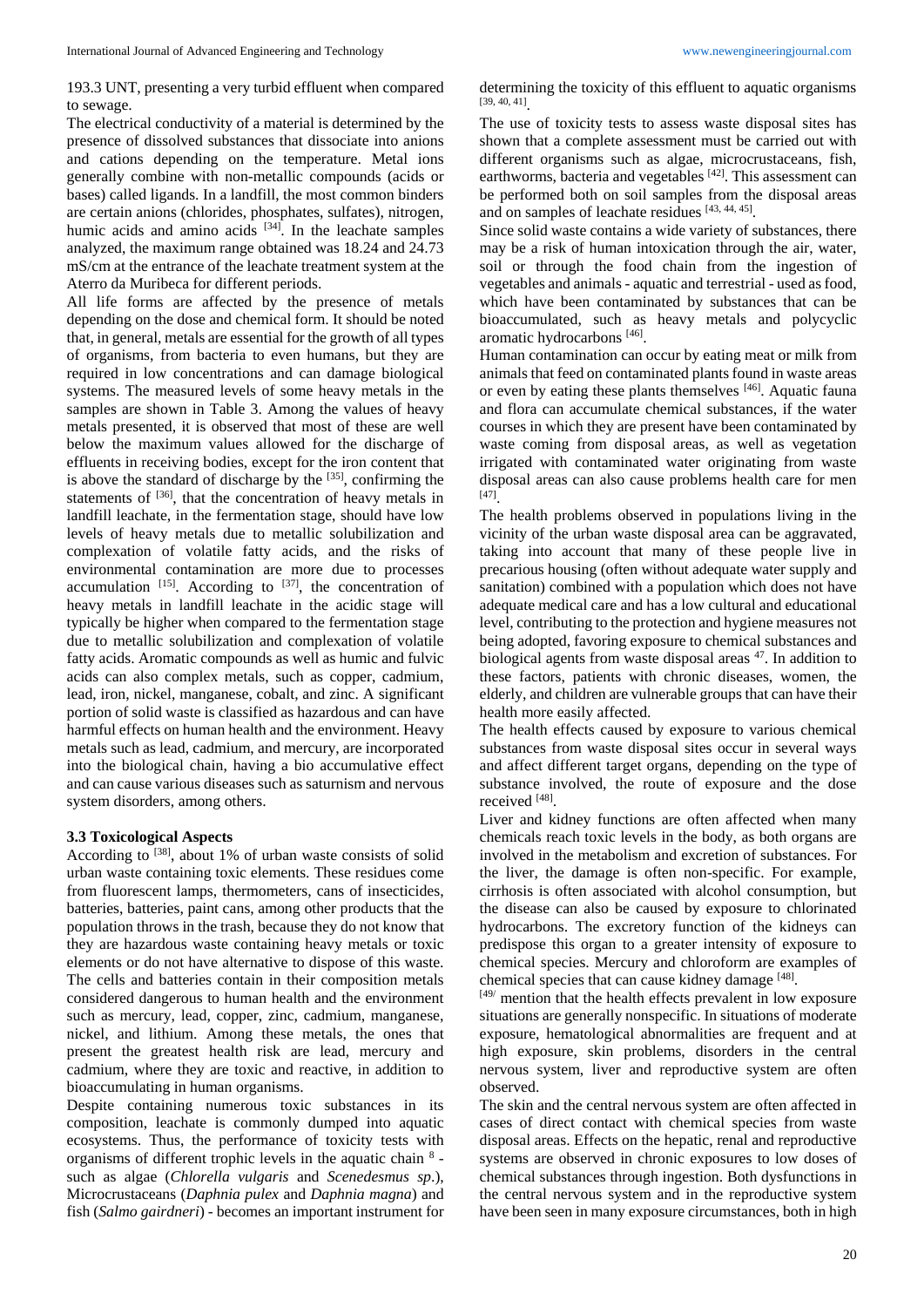193.3 UNT, presenting a very turbid effluent when compared to sewage.

The electrical conductivity of a material is determined by the presence of dissolved substances that dissociate into anions and cations depending on the temperature. Metal ions generally combine with non-metallic compounds (acids or bases) called ligands. In a landfill, the most common binders are certain anions (chlorides, phosphates, sulfates), nitrogen, humic acids and amino acids [34]. In the leachate samples analyzed, the maximum range obtained was 18.24 and 24.73 mS/cm at the entrance of the leachate treatment system at the Aterro da Muribeca for different periods.

All life forms are affected by the presence of metals depending on the dose and chemical form. It should be noted that, in general, metals are essential for the growth of all types of organisms, from bacteria to even humans, but they are required in low concentrations and can damage biological systems. The measured levels of some heavy metals in the samples are shown in Table 3. Among the values of heavy metals presented, it is observed that most of these are well below the maximum values allowed for the discharge of effluents in receiving bodies, except for the iron content that is above the standard of discharge by the [35], confirming the statements of [36], that the concentration of heavy metals in landfill leachate, in the fermentation stage, should have low levels of heavy metals due to metallic solubilization and complexation of volatile fatty acids, and the risks of environmental contamination are more due to processes accumulation [15]. According to [37], the concentration of heavy metals in landfill leachate in the acidic stage will typically be higher when compared to the fermentation stage due to metallic solubilization and complexation of volatile fatty acids. Aromatic compounds as well as humic and fulvic acids can also complex metals, such as copper, cadmium, lead, iron, nickel, manganese, cobalt, and zinc. A significant portion of solid waste is classified as hazardous and can have harmful effects on human health and the environment. Heavy metals such as lead, cadmium, and mercury, are incorporated into the biological chain, having a bio accumulative effect and can cause various diseases such as saturnism and nervous system disorders, among others.

### 3.3 Toxicological Aspects

According to [38], about 1% of urban waste consists of solid urban waste containing toxic elements. These residues come from fluorescent lamps, thermometers, cans of insecticides, batteries, batteries, paint cans, among other products that the population throws in the trash, because they do not know that they are hazardous waste containing heavy metals or toxic elements or do not have alternative to dispose of this waste. The cells and batteries contain in their composition metals considered dangerous to human health and the environment such as mercury, lead, copper, zinc, cadmium, manganese, nickel, and lithium. Among these metals, the ones that present the greatest health risk are lead, mercury and cadmium, where they are toxic and reactive, in addition to bioaccumulating in human organisms.

Despite containing numerous toxic substances in its composition, leachate is commonly dumped into aquatic ecosystems. Thus, the performance of toxicity tests with organisms of different trophic levels in the aquatic chain [8] - such as algae (*Chlorella vulgaris* and *Scenedesmus sp*.), Microcrustaceans (*Daphnia pulex* and *Daphnia magna*) and fish (*Salmo gairdneri*) - becomes an important instrument for determining the toxicity of this effluent to aquatic organisms [39, 40, 41].

The use of toxicity tests to assess waste disposal sites has shown that a complete assessment must be carried out with different organisms such as algae, microcrustaceans, fish, earthworms, bacteria and vegetables [42]. This assessment can be performed both on soil samples from the disposal areas and on samples of leachate residues [43, 44, 45].

Since solid waste contains a wide variety of substances, there may be a risk of human intoxication through the air, water, soil or through the food chain from the ingestion of vegetables and animals - aquatic and terrestrial - used as food, which have been contaminated by substances that can be bioaccumulated, such as heavy metals and polycyclic aromatic hydrocarbons [46].

Human contamination can occur by eating meat or milk from animals that feed on contaminated plants found in waste areas or even by eating these plants themselves [46]. Aquatic fauna and flora can accumulate chemical substances, if the water courses in which they are present have been contaminated by waste coming from disposal areas, as well as vegetation irrigated with contaminated water originating from waste disposal areas can also cause problems health care for men [47].

The health problems observed in populations living in the vicinity of the urban waste disposal area can be aggravated, taking into account that many of these people live in precarious housing (often without adequate water supply and sanitation) combined with a population which does not have adequate medical care and has a low cultural and educational level, contributing to the protection and hygiene measures not being adopted, favoring exposure to chemical substances and biological agents from waste disposal areas [47]. In addition to these factors, patients with chronic diseases, women, the elderly, and children are vulnerable groups that can have their health more easily affected.

The health effects caused by exposure to various chemical substances from waste disposal sites occur in several ways and affect different target organs, depending on the type of substance involved, the route of exposure and the dose received [48].

Liver and kidney functions are often affected when many chemicals reach toxic levels in the body, as both organs are involved in the metabolism and excretion of substances. For the liver, the damage is often non-specific. For example, cirrhosis is often associated with alcohol consumption, but the disease can also be caused by exposure to chlorinated hydrocarbons. The excretory function of the kidneys can predispose this organ to a greater intensity of exposure to chemical species. Mercury and chloroform are examples of chemical species that can cause kidney damage [48].

[49] mention that the health effects prevalent in low exposure situations are generally nonspecific. In situations of moderate exposure, hematological abnormalities are frequent and at high exposure, skin problems, disorders in the central nervous system, liver and reproductive system are often observed.

The skin and the central nervous system are often affected in cases of direct contact with chemical species from waste disposal areas. Effects on the hepatic, renal and reproductive systems are observed in chronic exposures to low doses of chemical substances through ingestion. Both dysfunctions in the central nervous system and in the reproductive system have been seen in many exposure circumstances, both in high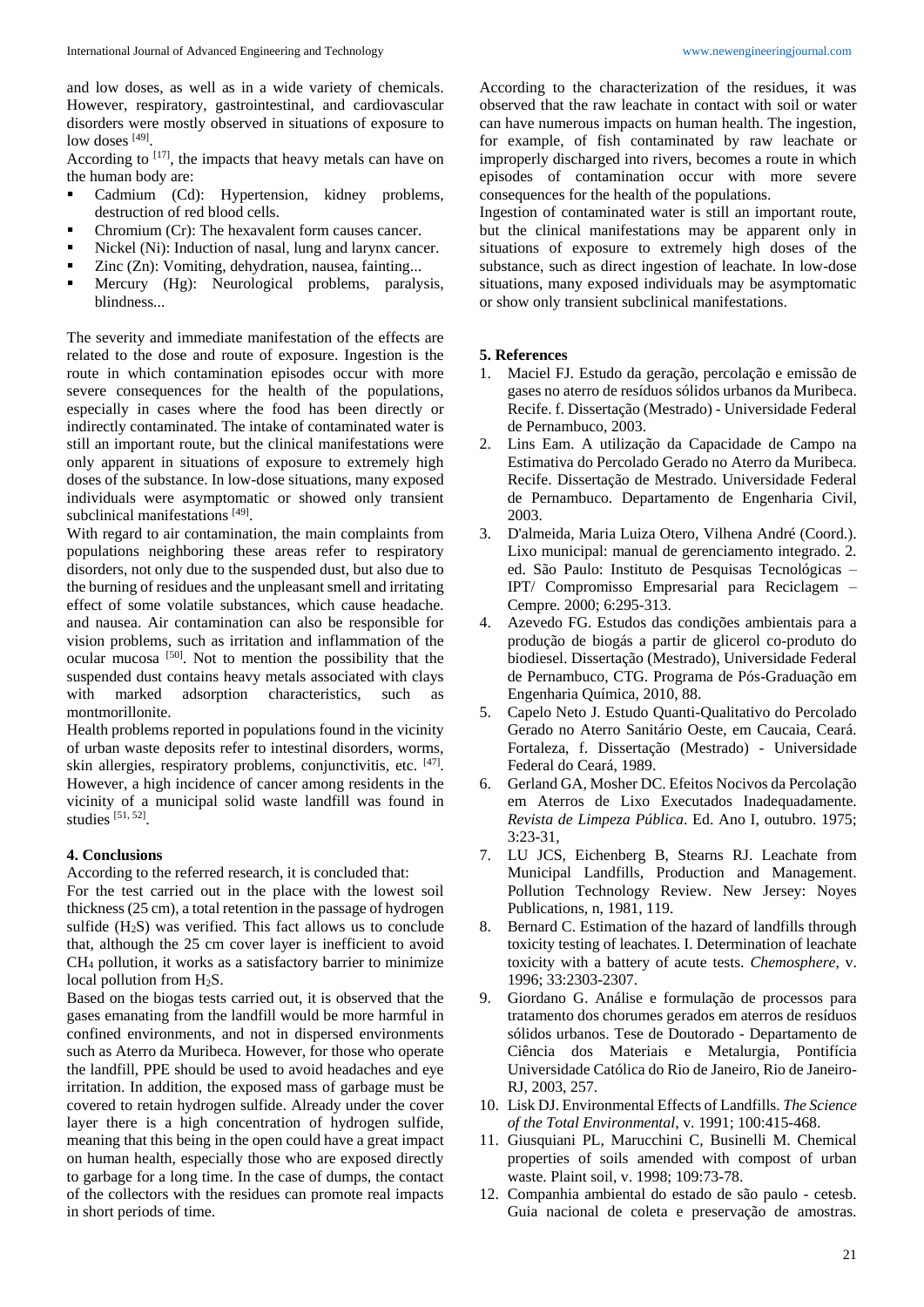and low doses, as well as in a wide variety of chemicals. However, respiratory, gastrointestinal, and cardiovascular disorders were mostly observed in situations of exposure to low doses [49].

According to [17], the impacts that heavy metals can have on the human body are:

- Cadmium (Cd): Hypertension, kidney problems, destruction of red blood cells.
- Chromium (Cr): The hexavalent form causes cancer.
- Nickel (Ni): Induction of nasal, lung and larynx cancer.
- Zinc (Zn): Vomiting, dehydration, nausea, fainting...
- Mercury (Hg): Neurological problems, paralysis, blindness...

The severity and immediate manifestation of the effects are related to the dose and route of exposure. Ingestion is the route in which contamination episodes occur with more severe consequences for the health of the populations, especially in cases where the food has been directly or indirectly contaminated. The intake of contaminated water is still an important route, but the clinical manifestations were only apparent in situations of exposure to extremely high doses of the substance. In low-dose situations, many exposed individuals were asymptomatic or showed only transient subclinical manifestations [49].

With regard to air contamination, the main complaints from populations neighboring these areas refer to respiratory disorders, not only due to the suspended dust, but also due to the burning of residues and the unpleasant smell and irritating effect of some volatile substances, which cause headache. and nausea. Air contamination can also be responsible for vision problems, such as irritation and inflammation of the ocular mucosa [50]. Not to mention the possibility that the suspended dust contains heavy metals associated with clays with marked adsorption characteristics, such as montmorillonite.

Health problems reported in populations found in the vicinity of urban waste deposits refer to intestinal disorders, worms, skin allergies, respiratory problems, conjunctivitis, etc. [47]. However, a high incidence of cancer among residents in the vicinity of a municipal solid waste landfill was found in studies [51, 52].

## 4. Conclusions

According to the referred research, it is concluded that:

For the test carried out in the place with the lowest soil thickness (25 cm), a total retention in the passage of hydrogen sulfide ($H_2S$) was verified. This fact allows us to conclude that, although the 25 cm cover layer is inefficient to avoid $CH_4$ pollution, it works as a satisfactory barrier to minimize local pollution from $H_2S$.

Based on the biogas tests carried out, it is observed that the gases emanating from the landfill would be more harmful in confined environments, and not in dispersed environments such as Aterro da Muribeca. However, for those who operate the landfill, PPE should be used to avoid headaches and eye irritation. In addition, the exposed mass of garbage must be covered to retain hydrogen sulfide. Already under the cover layer there is a high concentration of hydrogen sulfide, meaning that this being in the open could have a great impact on human health, especially those who are exposed directly to garbage for a long time. In the case of dumps, the contact of the collectors with the residues can promote real impacts in short periods of time.

According to the characterization of the residues, it was observed that the raw leachate in contact with soil or water can have numerous impacts on human health. The ingestion, for example, of fish contaminated by raw leachate or improperly discharged into rivers, becomes a route in which episodes of contamination occur with more severe consequences for the health of the populations.

Ingestion of contaminated water is still an important route, but the clinical manifestations may be apparent only in situations of exposure to extremely high doses of the substance, such as direct ingestion of leachate. In low-dose situations, many exposed individuals may be asymptomatic or show only transient subclinical manifestations.

## 5. References

1. Maciel FJ. Estudo da geração, percolação e emissão de gases no aterro de resíduos sólidos urbanos da Muribeca. Recife. f. Dissertação (Mestrado) - Universidade Federal de Pernambuco, 2003.
2. Lins Eam. A utilização da Capacidade de Campo na Estimativa do Percolado Gerado no Aterro da Muribeca. Recife. Dissertação de Mestrado. Universidade Federal de Pernambuco. Departamento de Engenharia Civil, 2003.
3. D'almeida, Maria Luiza Otero, Vilhena André (Coord.). Lixo municipal: manual de gerenciamento integrado. 2. ed. São Paulo: Instituto de Pesquisas Tecnológicas – IPT/ Compromisso Empresarial para Reciclagem – Cempre. 2000; 6:295-313.
4. Azevedo FG. Estudos das condições ambientais para a produção de biogás a partir de glicerol co-produto do biodiesel. Dissertação (Mestrado), Universidade Federal de Pernambuco, CTG. Programa de Pós-Graduação em Engenharia Química, 2010, 88.
5. Capelo Neto J. Estudo Quanti-Qualitativo do Percolado Gerado no Aterro Sanitário Oeste, em Caucaia, Ceará. Fortaleza, f. Dissertação (Mestrado) - Universidade Federal do Ceará, 1989.
6. Gerland GA, Mosher DC. Efeitos Nocivos da Percolação em Aterros de Lixo Executados Inadequadamente. *Revista de Limpeza Pública*. Ed. Ano I, outubro. 1975; 3:23-31,
7. LU JCS, Eichenberg B, Stearns RJ. Leachate from Municipal Landfills, Production and Management. Pollution Technology Review. New Jersey: Noyes Publications, n, 1981, 119.
8. Bernard C. Estimation of the hazard of landfills through toxicity testing of leachates. I. Determination of leachate toxicity with a battery of acute tests. *Chemosphere*, v. 1996; 33:2303-2307.
9. Giordano G. Análise e formulação de processos para tratamento dos chorumes gerados em aterros de resíduos sólidos urbanos. Tese de Doutorado - Departamento de Ciência dos Materiais e Metalurgia, Pontifícia Universidade Católica do Rio de Janeiro, Rio de Janeiro-RJ, 2003, 257.
10. Lisk DJ. Environmental Effects of Landfills. *The Science of the Total Environmental*, v. 1991; 100:415-468.
11. Giusquiani PL, Marucchini C, Businelli M. Chemical properties of soils amended with compost of urban waste. Plaint soil, v. 1998; 109:73-78.
12. Companhia ambiental do estado de são paulo - cetesb. Guia nacional de coleta e preservação de amostras.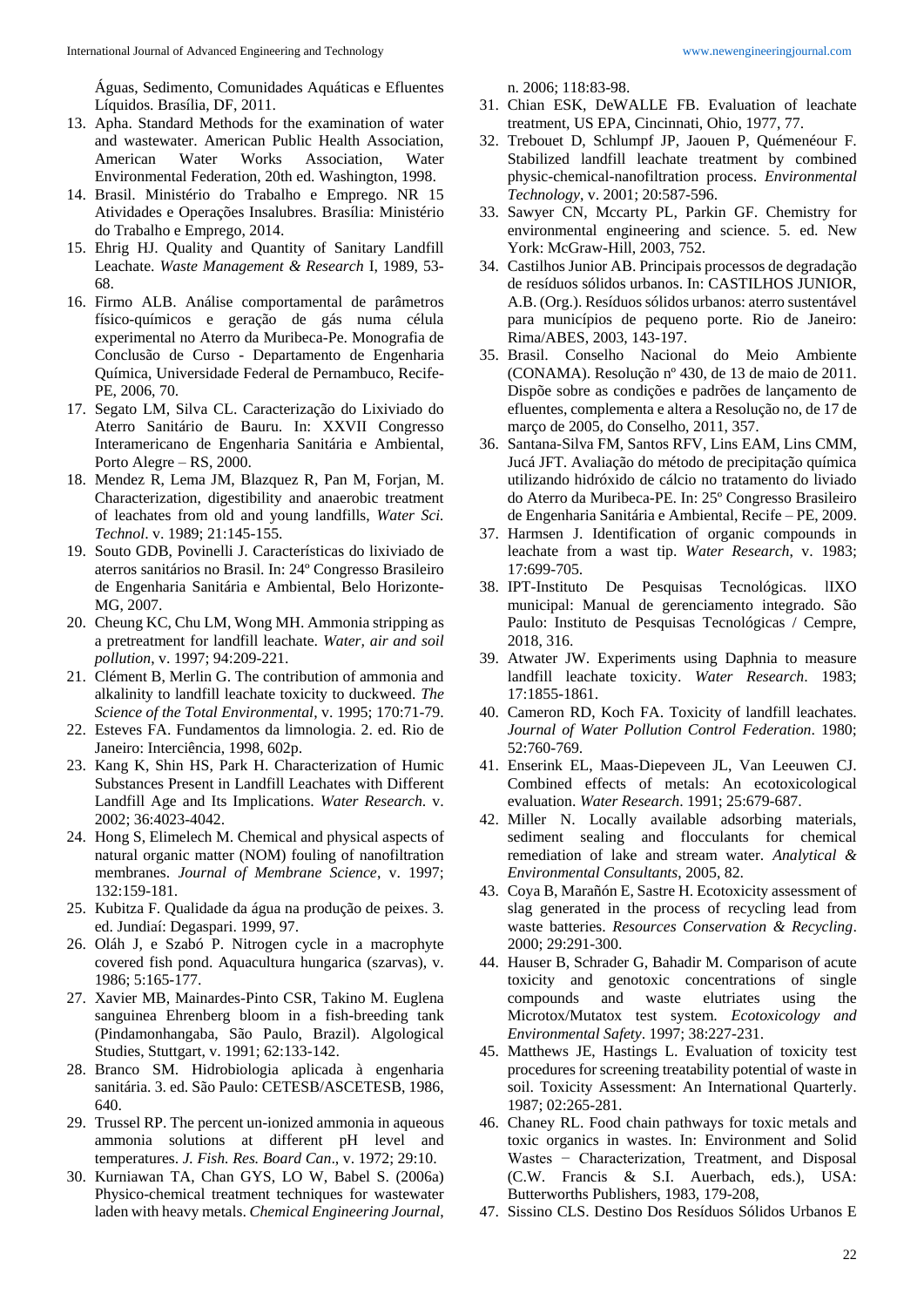Águas, Sedimento, Comunidades Aquáticas e Efluentes Líquidos. Brasília, DF, 2011.

13. Apha. Standard Methods for the examination of water and wastewater. American Public Health Association, American Water Works Association, Water Environmental Federation, 20th ed. Washington, 1998.
14. Brasil. Ministério do Trabalho e Emprego. NR 15 Atividades e Operações Insalubres. Brasília: Ministério do Trabalho e Emprego, 2014.
15. Ehrig HJ. Quality and Quantity of Sanitary Landfill Leachate. *Waste Management & Research* I, 1989, 53-68.
16. Firmo ALB. Análise comportamental de parâmetros físico-químicos e geração de gás numa célula experimental no Aterro da Muribeca-Pe. Monografia de Conclusão de Curso - Departamento de Engenharia Química, Universidade Federal de Pernambuco, Recife-PE, 2006, 70.
17. Segato LM, Silva CL. Caracterização do Lixiviado do Aterro Sanitário de Bauru. In: XXVII Congresso Interamericano de Engenharia Sanitária e Ambiental, Porto Alegre – RS, 2000.
18. Mendez R, Lema JM, Blazquez R, Pan M, Forjan, M. Characterization, digestibility and anaerobic treatment of leachates from old and young landfills, *Water Sci. Technol*. v. 1989; 21:145-155.
19. Souto GDB, Povinelli J. Características do lixiviado de aterros sanitários no Brasil. In: 24º Congresso Brasileiro de Engenharia Sanitária e Ambiental, Belo Horizonte-MG, 2007.
20. Cheung KC, Chu LM, Wong MH. Ammonia stripping as a pretreatment for landfill leachate. *Water, air and soil pollution*, v. 1997; 94:209-221.
21. Clément B, Merlin G. The contribution of ammonia and alkalinity to landfill leachate toxicity to duckweed. *The Science of the Total Environmental*, v. 1995; 170:71-79.
22. Esteves FA. Fundamentos da limnologia. 2. ed. Rio de Janeiro: Interciência, 1998, 602p.
23. Kang K, Shin HS, Park H. Characterization of Humic Substances Present in Landfill Leachates with Different Landfill Age and Its Implications. *Water Research*. v. 2002; 36:4023-4042.
24. Hong S, Elimelech M. Chemical and physical aspects of natural organic matter (NOM) fouling of nanofiltration membranes. *Journal of Membrane Science*, v. 1997; 132:159-181.
25. Kubitza F. Qualidade da água na produção de peixes. 3. ed. Jundiaí: Degaspari. 1999, 97.
26. Oláh J, e Szabó P. Nitrogen cycle in a macrophyte covered fish pond. Aquacultura hungarica (szarvas), v. 1986; 5:165-177.
27. Xavier MB, Mainardes-Pinto CSR, Takino M. Euglena sanguinea Ehrenberg bloom in a fish-breeding tank (Pindamonhangaba, São Paulo, Brazil). Algological Studies, Stuttgart, v. 1991; 62:133-142.
28. Branco SM. Hidrobiologia aplicada à engenharia sanitária. 3. ed. São Paulo: CETESB/ASCETESB, 1986, 640.
29. Trussel RP. The percent un-ionized ammonia in aqueous ammonia solutions at different pH level and temperatures. *J. Fish. Res. Board Can*., v. 1972; 29:10.
30. Kurniawan TA, Chan GYS, LO W, Babel S. (2006a) Physico-chemical treatment techniques for wastewater laden with heavy metals. *Chemical Engineering Journal*, n. 2006; 118:83-98.
31. Chian ESK, DeWALLE FB. Evaluation of leachate treatment, US EPA, Cincinnati, Ohio, 1977, 77.
32. Trebouet D, Schlumpf JP, Jaouen P, Quéméneour F. Stabilized landfill leachate treatment by combined physic-chemical-nanofiltration process. *Environmental Technology*, v. 2001; 20:587-596.
33. Sawyer CN, Mccarty PL, Parkin GF. Chemistry for environmental engineering and science. 5. ed. New York: McGraw-Hill, 2003, 752.
34. Castilhos Junior AB. Principais processos de degradação de resíduos sólidos urbanos. In: CASTILHOS JUNIOR, A.B. (Org.). Resíduos sólidos urbanos: aterro sustentável para municípios de pequeno porte. Rio de Janeiro: Rima/ABES, 2003, 143-197.
35. Brasil. Conselho Nacional do Meio Ambiente (CONAMA). Resolução nº 430, de 13 de maio de 2011. Dispõe sobre as condições e padrões de lançamento de efluentes, complementa e altera a Resolução no, de 17 de março de 2005, do Conselho, 2011, 357.
36. Santana-Silva FM, Santos RFV, Lins EAM, Lins CMM, Jucá JFT. Avaliação do método de precipitação química utilizando hidróxido de cálcio no tratamento do liviado do Aterro da Muribeca-PE. In: 25º Congresso Brasileiro de Engenharia Sanitária e Ambiental, Recife – PE, 2009.
37. Harmsen J. Identification of organic compounds in leachate from a wast tip. *Water Research*, v. 1983; 17:699-705.
38. IPT-Instituto De Pesquisas Tecnológicas. lIXO municipal: Manual de gerenciamento integrado. São Paulo: Instituto de Pesquisas Tecnológicas / Cempre, 2018, 316.
39. Atwater JW. Experiments using Daphnia to measure landfill leachate toxicity. *Water Research*. 1983; 17:1855-1861.
40. Cameron RD, Koch FA. Toxicity of landfill leachates. *Journal of Water Pollution Control Federation*. 1980; 52:760-769.
41. Enserink EL, Maas-Diepeveen JL, Van Leeuwen CJ. Combined effects of metals: An ecotoxicological evaluation. *Water Research*. 1991; 25:679-687.
42. Miller N. Locally available adsorbing materials, sediment sealing and flocculants for chemical remediation of lake and stream water. *Analytical & Environmental Consultants*, 2005, 82.
43. Coya B, Marañón E, Sastre H. Ecotoxicity assessment of slag generated in the process of recycling lead from waste batteries. *Resources Conservation & Recycling*. 2000; 29:291-300.
44. Hauser B, Schrader G, Bahadir M. Comparison of acute toxicity and genotoxic concentrations of single compounds and waste elutriates using the Microtox/Mutatox test system. *Ecotoxicology and Environmental Safety*. 1997; 38:227-231.
45. Matthews JE, Hastings L. Evaluation of toxicity test procedures for screening treatability potential of waste in soil. Toxicity Assessment: An International Quarterly. 1987; 02:265-281.
46. Chaney RL. Food chain pathways for toxic metals and toxic organics in wastes. In: Environment and Solid Wastes − Characterization, Treatment, and Disposal (C.W. Francis & S.I. Auerbach, eds.), USA: Butterworths Publishers, 1983, 179-208,
47. Sissino CLS. Destino Dos Resíduos Sólidos Urbanos E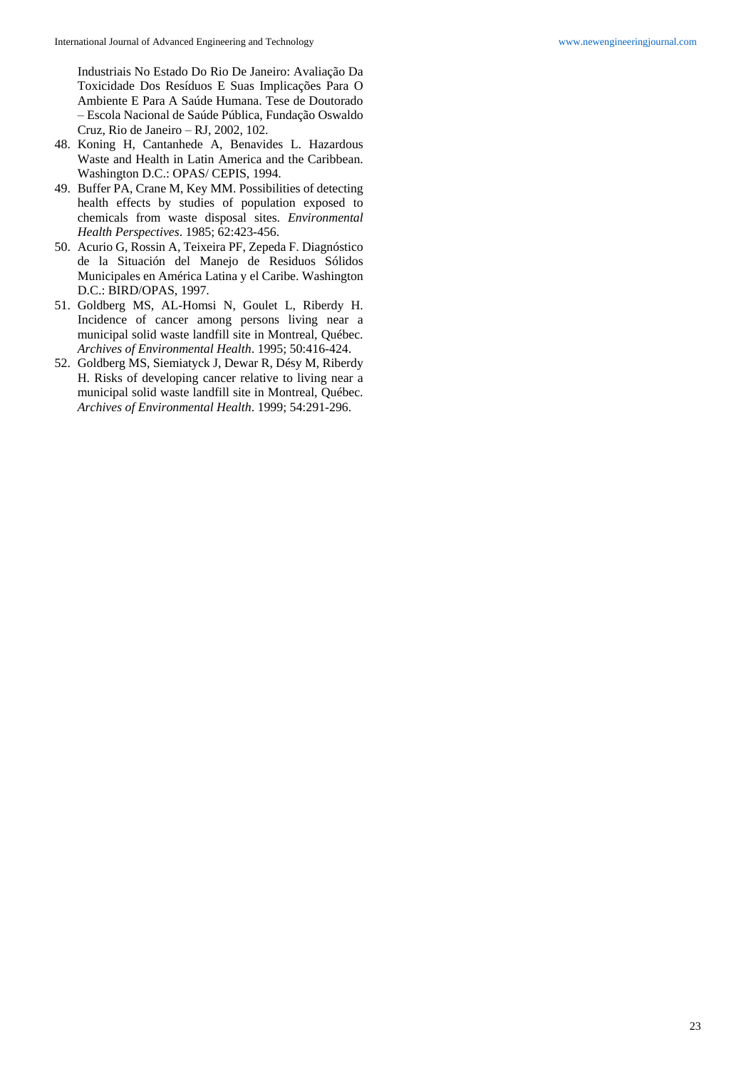Industriais No Estado Do Rio De Janeiro: Avaliação Da Toxicidade Dos Resíduos E Suas Implicações Para O Ambiente E Para A Saúde Humana. Tese de Doutorado – Escola Nacional de Saúde Pública, Fundação Oswaldo Cruz, Rio de Janeiro – RJ, 2002, 102.

48. Koning H, Cantanhede A, Benavides L. Hazardous Waste and Health in Latin America and the Caribbean. Washington D.C.: OPAS/ CEPIS, 1994.
49. Buffer PA, Crane M, Key MM. Possibilities of detecting health effects by studies of population exposed to chemicals from waste disposal sites. *Environmental Health Perspectives*. 1985; 62:423-456.
50. Acurio G, Rossin A, Teixeira PF, Zepeda F. Diagnóstico de la Situación del Manejo de Residuos Sólidos Municipales en América Latina y el Caribe. Washington D.C.: BIRD/OPAS, 1997.
51. Goldberg MS, AL-Homsi N, Goulet L, Riberdy H. Incidence of cancer among persons living near a municipal solid waste landfill site in Montreal, Québec. *Archives of Environmental Health*. 1995; 50:416-424.
52. Goldberg MS, Siemiatyck J, Dewar R, Désy M, Riberdy H. Risks of developing cancer relative to living near a municipal solid waste landfill site in Montreal, Québec. *Archives of Environmental Health*. 1999; 54:291-296.